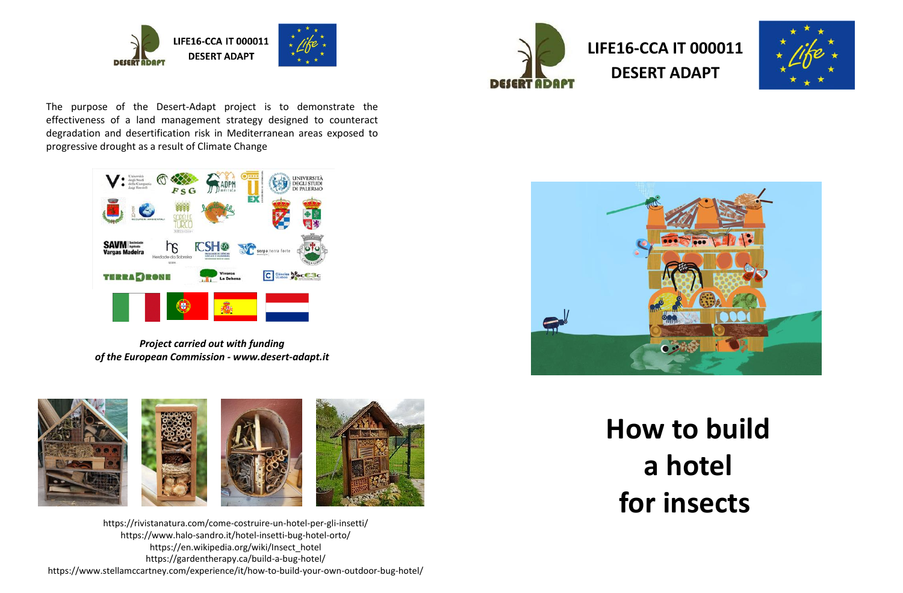LIFE16-CCA IT 000011
DESERT ADAPT

The purpose of the Desert-Adapt project is to demonstrate the effectiveness of a land management strategy designed to counteract degradation and desertification risk in Mediterranean areas exposed to progressive drought as a result of Climate Change

***Project carried out with funding of the European Commission - www.desert-adapt.it***

https://rivistanatura.com/come-costruire-un-hotel-per-gli-insetti/
https://www.halo-sandro.it/hotel-insetti-bug-hotel-orto/
https://en.wikipedia.org/wiki/Insect_hotel
https://gardentherapy.ca/build-a-bug-hotel/
https://www.stellamccartney.com/experience/it/how-to-build-your-own-outdoor-bug-hotel/

LIFE16-CCA IT 000011
DESERT ADAPT

# How to build a hotel for insects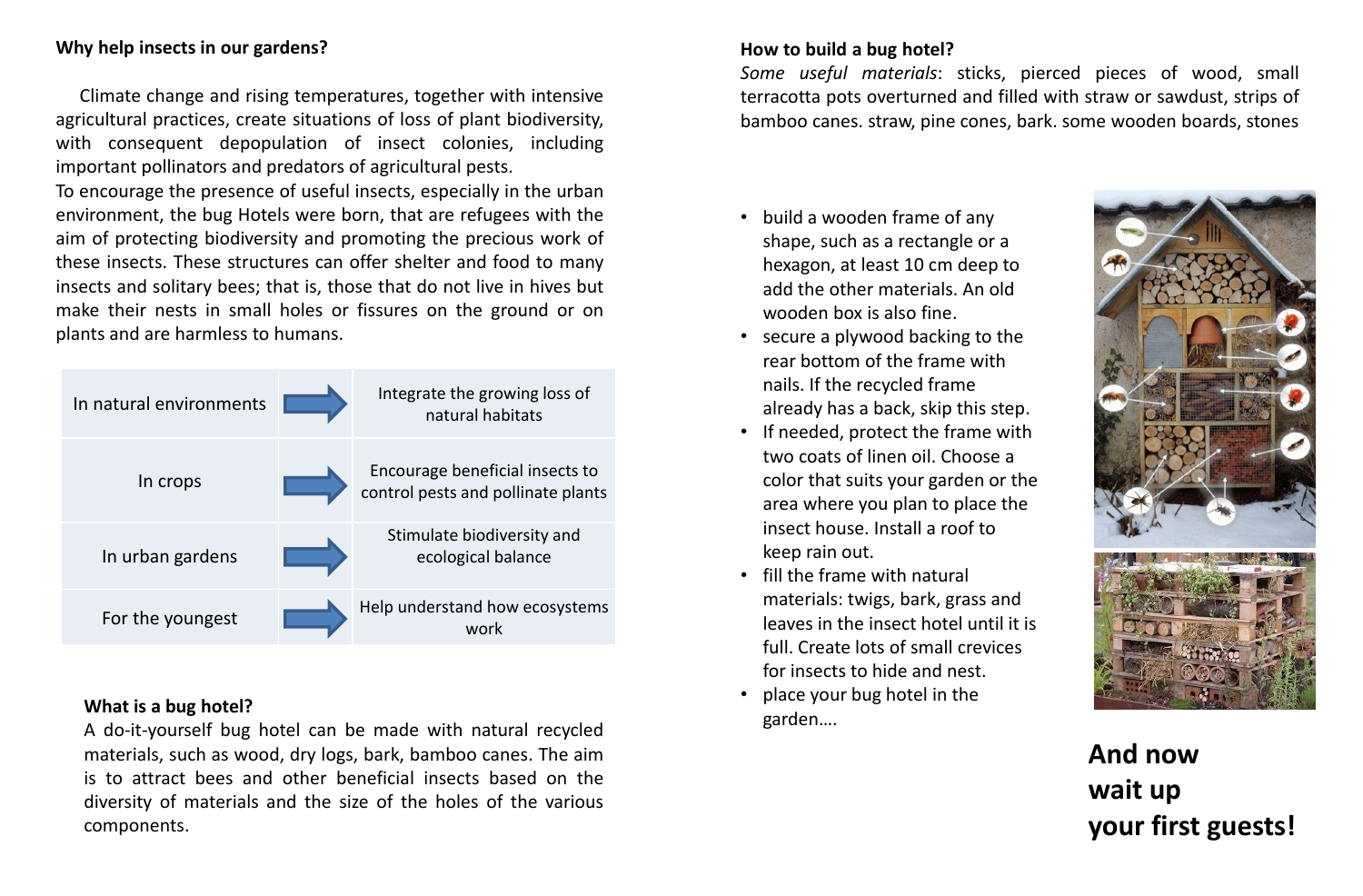**Why help insects in our gardens?**

Climate change and rising temperatures, together with intensive agricultural practices, create situations of loss of plant biodiversity, with consequent depopulation of insect colonies, including important pollinators and predators of agricultural pests.
To encourage the presence of useful insects, especially in the urban environment, the bug Hotels were born, that are refugees with the aim of protecting biodiversity and promoting the precious work of these insects. These structures can offer shelter and food to many insects and solitary bees; that is, those that do not live in hives but make their nests in small holes or fissures on the ground or on plants and are harmless to humans.

| | | |
|---|---|---|
| In natural environments | → | Integrate the growing loss of natural habitats |
| In crops | → | Encourage beneficial insects to control pests and pollinate plants |
| In urban gardens | → | Stimulate biodiversity and ecological balance |
| For the youngest | → | Help understand how ecosystems work |

**What is a bug hotel?**
A do-it-yourself bug hotel can be made with natural recycled materials, such as wood, dry logs, bark, bamboo canes. The aim is to attract bees and other beneficial insects based on the diversity of materials and the size of the holes of the various components.

**How to build a bug hotel?**
*Some useful materials*: sticks, pierced pieces of wood, small terracotta pots overturned and filled with straw or sawdust, strips of bamboo canes. straw, pine cones, bark. some wooden boards, stones

- build a wooden frame of any shape, such as a rectangle or a hexagon, at least 10 cm deep to add the other materials. An old wooden box is also fine.
- secure a plywood backing to the rear bottom of the frame with nails. If the recycled frame already has a back, skip this step.
- If needed, protect the frame with two coats of linen oil. Choose a color that suits your garden or the area where you plan to place the insect house. Install a roof to keep rain out.
- fill the frame with natural materials: twigs, bark, grass and leaves in the insect hotel until it is full. Create lots of small crevices for insects to hide and nest.
- place your bug hotel in the garden….

**And now wait up your first guests!**